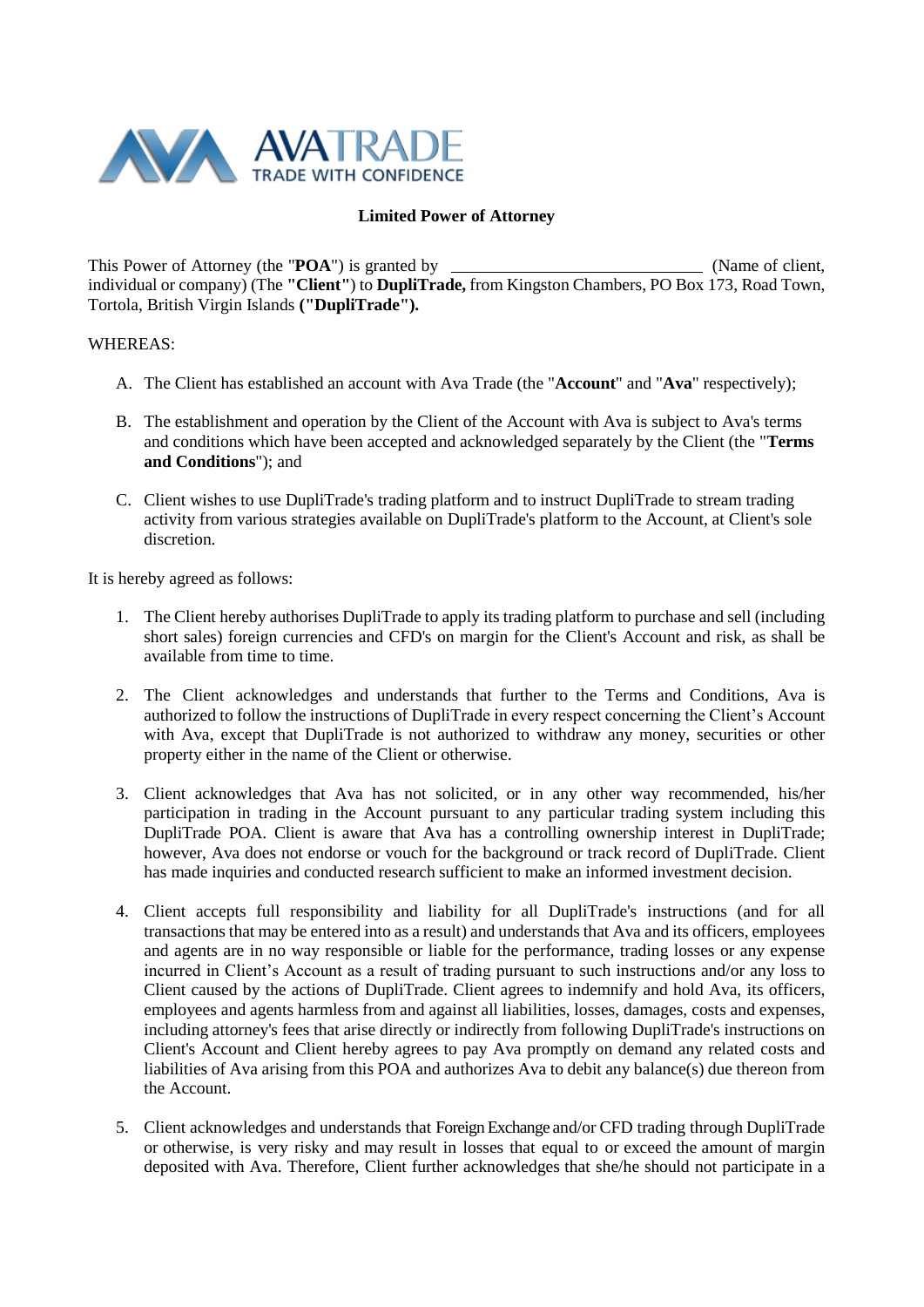**Limited Power of Attorney**

This Power of Attorney (the "**POA**") is granted by \_\_\_\_\_\_\_\_\_\_\_\_\_\_\_\_\_\_\_\_\_\_\_\_\_\_\_\_ (Name of client, individual or company) (The **"Client"**) to **DupliTrade,** from Kingston Chambers, PO Box 173, Road Town, Tortola, British Virgin Islands **("DupliTrade").**

WHEREAS:

A. The Client has established an account with Ava Trade (the "**Account**" and "**Ava**" respectively);

B. The establishment and operation by the Client of the Account with Ava is subject to Ava's terms and conditions which have been accepted and acknowledged separately by the Client (the "**Terms and Conditions**"); and

C. Client wishes to use DupliTrade's trading platform and to instruct DupliTrade to stream trading activity from various strategies available on DupliTrade's platform to the Account, at Client's sole discretion.

It is hereby agreed as follows:

1. The Client hereby authorises DupliTrade to apply its trading platform to purchase and sell (including short sales) foreign currencies and CFD's on margin for the Client's Account and risk, as shall be available from time to time.

2. The Client acknowledges and understands that further to the Terms and Conditions, Ava is authorized to follow the instructions of DupliTrade in every respect concerning the Client's Account with Ava, except that DupliTrade is not authorized to withdraw any money, securities or other property either in the name of the Client or otherwise.

3. Client acknowledges that Ava has not solicited, or in any other way recommended, his/her participation in trading in the Account pursuant to any particular trading system including this DupliTrade POA. Client is aware that Ava has a controlling ownership interest in DupliTrade; however, Ava does not endorse or vouch for the background or track record of DupliTrade. Client has made inquiries and conducted research sufficient to make an informed investment decision.

4. Client accepts full responsibility and liability for all DupliTrade's instructions (and for all transactions that may be entered into as a result) and understands that Ava and its officers, employees and agents are in no way responsible or liable for the performance, trading losses or any expense incurred in Client's Account as a result of trading pursuant to such instructions and/or any loss to Client caused by the actions of DupliTrade. Client agrees to indemnify and hold Ava, its officers, employees and agents harmless from and against all liabilities, losses, damages, costs and expenses, including attorney's fees that arise directly or indirectly from following DupliTrade's instructions on Client's Account and Client hereby agrees to pay Ava promptly on demand any related costs and liabilities of Ava arising from this POA and authorizes Ava to debit any balance(s) due thereon from the Account.

5. Client acknowledges and understands that Foreign Exchange and/or CFD trading through DupliTrade or otherwise, is very risky and may result in losses that equal to or exceed the amount of margin deposited with Ava. Therefore, Client further acknowledges that she/he should not participate in a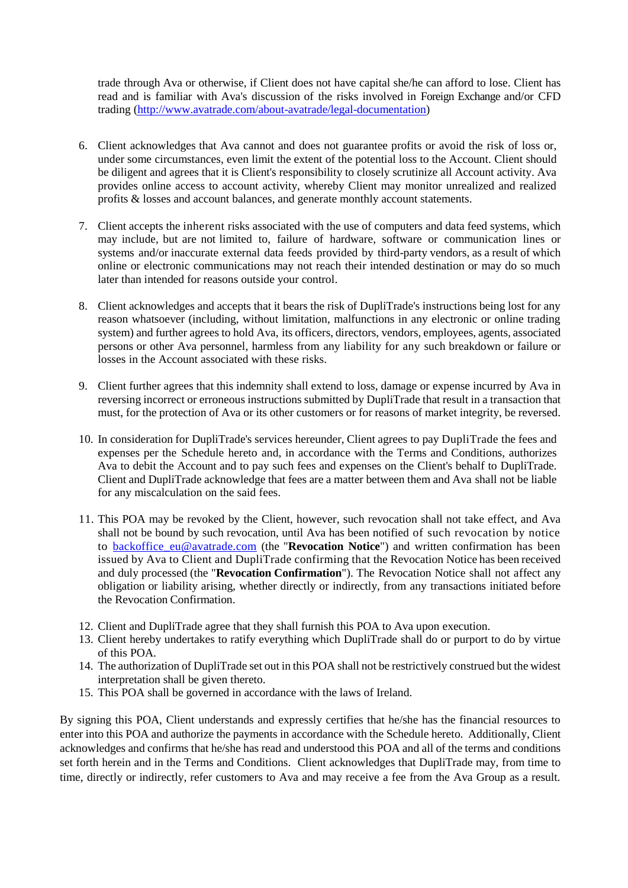trade through Ava or otherwise, if Client does not have capital she/he can afford to lose. Client has read and is familiar with Ava's discussion of the risks involved in Foreign Exchange and/or CFD trading (http://www.avatrade.com/about-avatrade/legal-documentation)

6. Client acknowledges that Ava cannot and does not guarantee profits or avoid the risk of loss or, under some circumstances, even limit the extent of the potential loss to the Account. Client should be diligent and agrees that it is Client's responsibility to closely scrutinize all Account activity. Ava provides online access to account activity, whereby Client may monitor unrealized and realized profits & losses and account balances, and generate monthly account statements.

7. Client accepts the inherent risks associated with the use of computers and data feed systems, which may include, but are not limited to, failure of hardware, software or communication lines or systems and/or inaccurate external data feeds provided by third-party vendors, as a result of which online or electronic communications may not reach their intended destination or may do so much later than intended for reasons outside your control.

8. Client acknowledges and accepts that it bears the risk of DupliTrade's instructions being lost for any reason whatsoever (including, without limitation, malfunctions in any electronic or online trading system) and further agrees to hold Ava, its officers, directors, vendors, employees, agents, associated persons or other Ava personnel, harmless from any liability for any such breakdown or failure or losses in the Account associated with these risks.

9. Client further agrees that this indemnity shall extend to loss, damage or expense incurred by Ava in reversing incorrect or erroneous instructions submitted by DupliTrade that result in a transaction that must, for the protection of Ava or its other customers or for reasons of market integrity, be reversed.

10. In consideration for DupliTrade's services hereunder, Client agrees to pay DupliTrade the fees and expenses per the Schedule hereto and, in accordance with the Terms and Conditions, authorizes Ava to debit the Account and to pay such fees and expenses on the Client's behalf to DupliTrade. Client and DupliTrade acknowledge that fees are a matter between them and Ava shall not be liable for any miscalculation on the said fees.

11. This POA may be revoked by the Client, however, such revocation shall not take effect, and Ava shall not be bound by such revocation, until Ava has been notified of such revocation by notice to backoffice_eu@avatrade.com (the "**Revocation Notice**") and written confirmation has been issued by Ava to Client and DupliTrade confirming that the Revocation Notice has been received and duly processed (the "**Revocation Confirmation**"). The Revocation Notice shall not affect any obligation or liability arising, whether directly or indirectly, from any transactions initiated before the Revocation Confirmation.

12. Client and DupliTrade agree that they shall furnish this POA to Ava upon execution.
13. Client hereby undertakes to ratify everything which DupliTrade shall do or purport to do by virtue of this POA.
14. The authorization of DupliTrade set out in this POA shall not be restrictively construed but the widest interpretation shall be given thereto.
15. This POA shall be governed in accordance with the laws of Ireland.

By signing this POA, Client understands and expressly certifies that he/she has the financial resources to enter into this POA and authorize the payments in accordance with the Schedule hereto. Additionally, Client acknowledges and confirms that he/she has read and understood this POA and all of the terms and conditions set forth herein and in the Terms and Conditions. Client acknowledges that DupliTrade may, from time to time, directly or indirectly, refer customers to Ava and may receive a fee from the Ava Group as a result.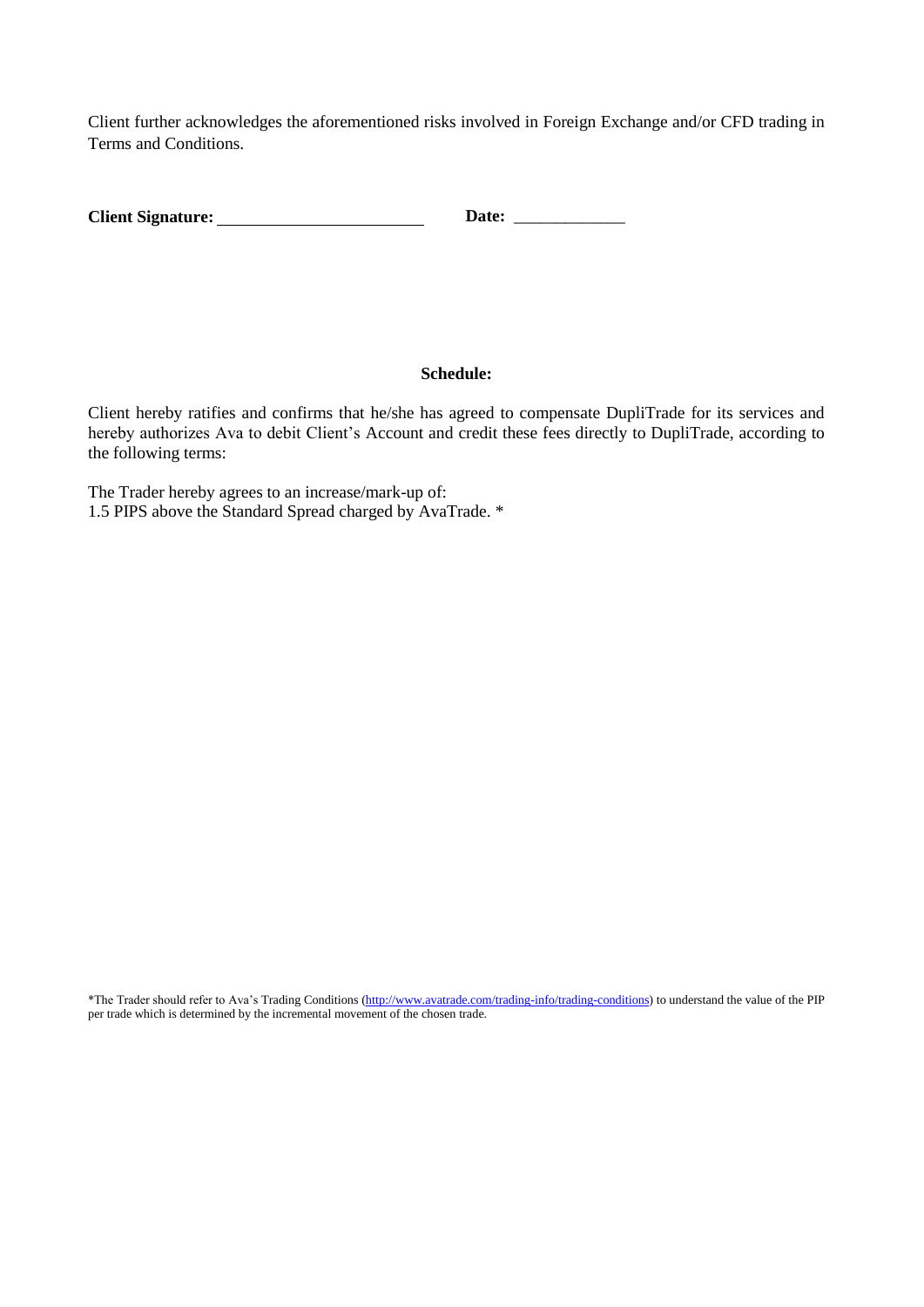Client further acknowledges the aforementioned risks involved in Foreign Exchange and/or CFD trading in Terms and Conditions.

**Client Signature:** ________________________ **Date:** _____________

**Schedule:**

Client hereby ratifies and confirms that he/she has agreed to compensate DupliTrade for its services and hereby authorizes Ava to debit Client's Account and credit these fees directly to DupliTrade, according to the following terms:

The Trader hereby agrees to an increase/mark-up of:
1.5 PIPS above the Standard Spread charged by AvaTrade. *

*The Trader should refer to Ava's Trading Conditions ([http://www.avatrade.com/trading-info/trading-conditions](http://www.avatrade.com/trading-info/trading-conditions)) to understand the value of the PIP per trade which is determined by the incremental movement of the chosen trade.